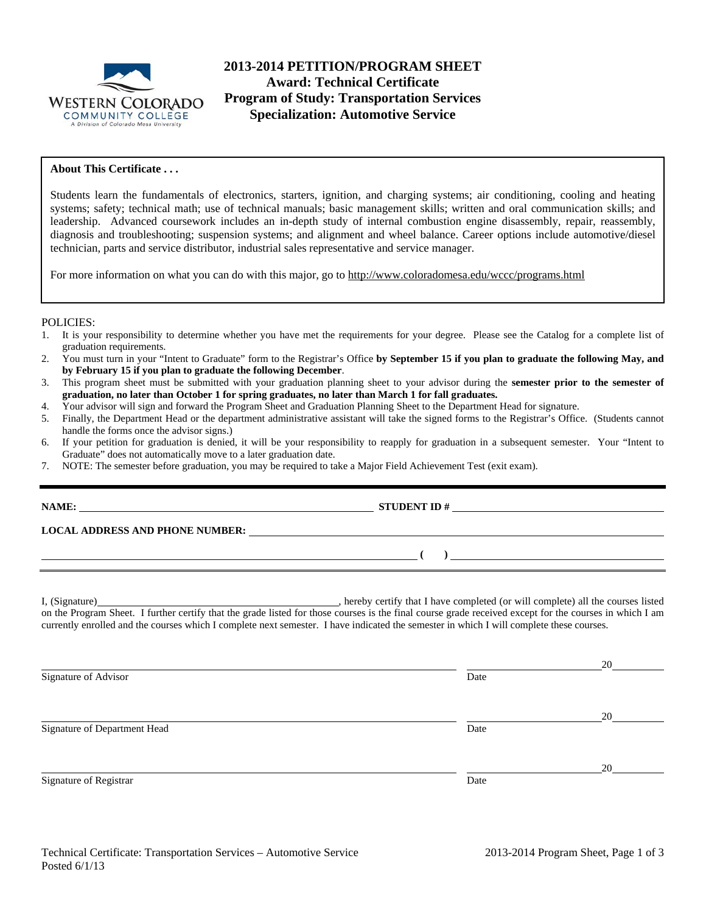# 2013-2014 PETITION/PROGRAM SHEET
## Award: Technical Certificate
## Program of Study: Transportation Services
## Specialization: Automotive Service

**About This Certificate . . .**

Students learn the fundamentals of electronics, starters, ignition, and charging systems; air conditioning, cooling and heating systems; safety; technical math; use of technical manuals; basic management skills; written and oral communication skills; and leadership. Advanced coursework includes an in-depth study of internal combustion engine disassembly, repair, reassembly, diagnosis and troubleshooting; suspension systems; and alignment and wheel balance. Career options include automotive/diesel technician, parts and service distributor, industrial sales representative and service manager.

For more information on what you can do with this major, go to http://www.coloradomesa.edu/wccc/programs.html

POLICIES:

1. It is your responsibility to determine whether you have met the requirements for your degree. Please see the Catalog for a complete list of graduation requirements.
2. You must turn in your "Intent to Graduate" form to the Registrar's Office **by September 15 if you plan to graduate the following May, and by February 15 if you plan to graduate the following December**.
3. This program sheet must be submitted with your graduation planning sheet to your advisor during the **semester prior to the semester of graduation, no later than October 1 for spring graduates, no later than March 1 for fall graduates.**
4. Your advisor will sign and forward the Program Sheet and Graduation Planning Sheet to the Department Head for signature.
5. Finally, the Department Head or the department administrative assistant will take the signed forms to the Registrar's Office. (Students cannot handle the forms once the advisor signs.)
6. If your petition for graduation is denied, it will be your responsibility to reapply for graduation in a subsequent semester. Your "Intent to Graduate" does not automatically move to a later graduation date.
7. NOTE: The semester before graduation, you may be required to take a Major Field Achievement Test (exit exam).

**NAME:** ______________________ **STUDENT ID #** ______________________

**LOCAL ADDRESS AND PHONE NUMBER:** ______________________

______________________ **( )** ______________________

I, (Signature)______________________, hereby certify that I have completed (or will complete) all the courses listed on the Program Sheet. I further certify that the grade listed for those courses is the final course grade received except for the courses in which I am currently enrolled and the courses which I complete next semester. I have indicated the semester in which I will complete these courses.

______________________ Signature of Advisor ______________ Date 20____

______________________ Signature of Department Head ______________ Date 20____

______________________ Signature of Registrar ______________ Date 20____

Technical Certificate: Transportation Services – Automotive Service
Posted 6/1/13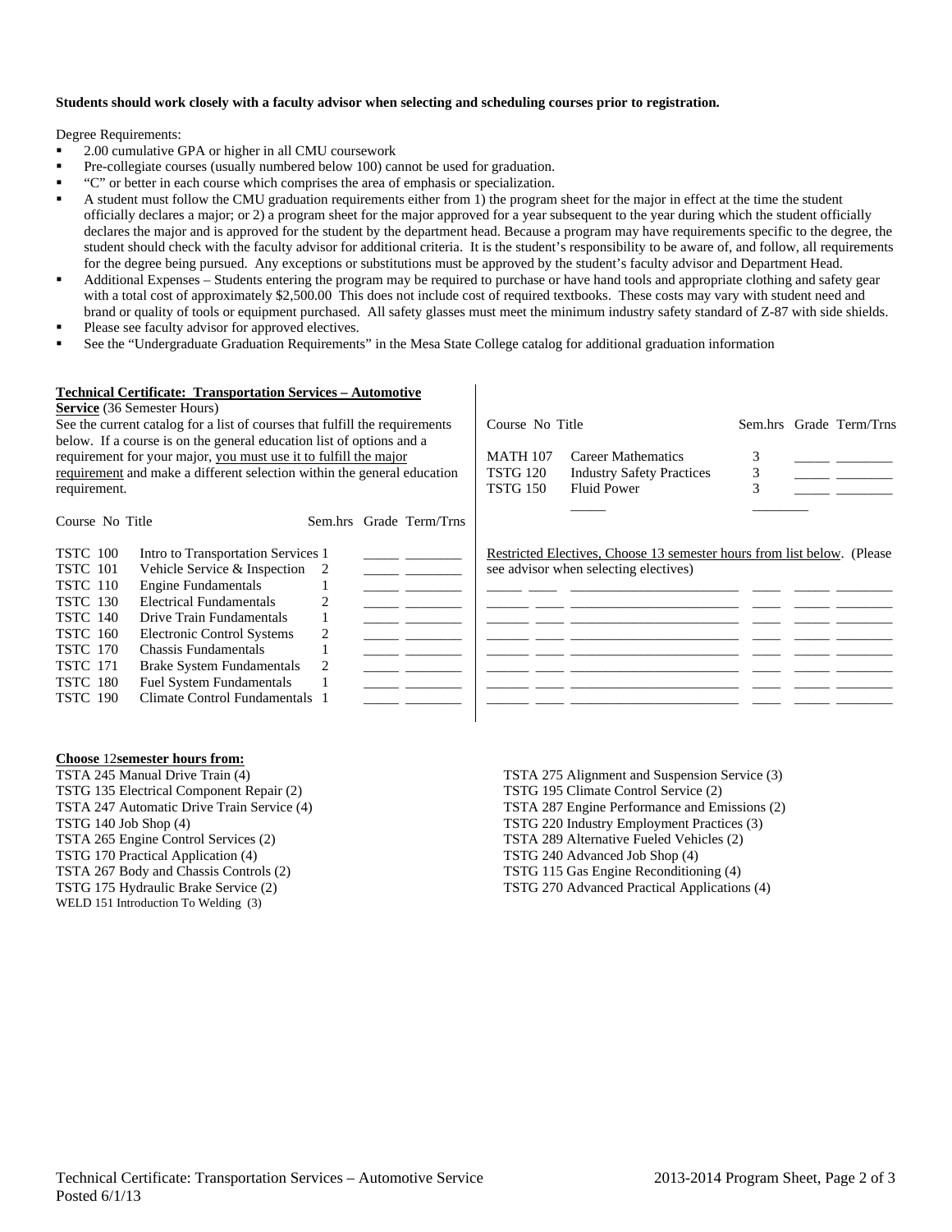**Students should work closely with a faculty advisor when selecting and scheduling courses prior to registration.**

Degree Requirements:

- 2.00 cumulative GPA or higher in all CMU coursework
- Pre-collegiate courses (usually numbered below 100) cannot be used for graduation.
- "C" or better in each course which comprises the area of emphasis or specialization.
- A student must follow the CMU graduation requirements either from 1) the program sheet for the major in effect at the time the student officially declares a major; or 2) a program sheet for the major approved for a year subsequent to the year during which the student officially declares the major and is approved for the student by the department head. Because a program may have requirements specific to the degree, the student should check with the faculty advisor for additional criteria. It is the student's responsibility to be aware of, and follow, all requirements for the degree being pursued. Any exceptions or substitutions must be approved by the student's faculty advisor and Department Head.
- Additional Expenses – Students entering the program may be required to purchase or have hand tools and appropriate clothing and safety gear with a total cost of approximately $2,500.00 This does not include cost of required textbooks. These costs may vary with student need and brand or quality of tools or equipment purchased. All safety glasses must meet the minimum industry safety standard of Z-87 with side shields.
- Please see faculty advisor for approved electives.
- See the "Undergraduate Graduation Requirements" in the Mesa State College catalog for additional graduation information

**<u>Technical Certificate: Transportation Services – Automotive Service</u>** (36 Semester Hours)

See the current catalog for a list of courses that fulfill the requirements below. If a course is on the general education list of options and a requirement for your major, <u>you must use it to fulfill the major requirement</u> and make a different selection within the general education requirement.

| Course No | Title | Sem.hrs | Grade | Term/Trns |
|---|---|---|---|---|
| TSTC 100 | Intro to Transportation Services | 1 | _____ | ________ |
| TSTC 101 | Vehicle Service & Inspection | 2 | _____ | ________ |
| TSTC 110 | Engine Fundamentals | 1 | _____ | ________ |
| TSTC 130 | Electrical Fundamentals | 2 | _____ | ________ |
| TSTC 140 | Drive Train Fundamentals | 1 | _____ | ________ |
| TSTC 160 | Electronic Control Systems | 2 | _____ | ________ |
| TSTC 170 | Chassis Fundamentals | 1 | _____ | ________ |
| TSTC 171 | Brake System Fundamentals | 2 | _____ | ________ |
| TSTC 180 | Fuel System Fundamentals | 1 | _____ | ________ |
| TSTC 190 | Climate Control Fundamentals | 1 | _____ | ________ |
| MATH 107 | Career Mathematics | 3 | _____ | ________ |
| TSTG 120 | Industry Safety Practices | 3 | _____ | ________ |
| TSTG 150 | Fluid Power | 3 | _____ | ________ |

<u>Restricted Electives, Choose 13 semester hours from list below</u>. (Please see advisor when selecting electives)

| Course No | Title | Sem.hrs | Grade | Term/Trns |
|---|---|---|---|---|
| _____ ____ | ______________________ | ____ | _____ | ________ |
| _____ ____ | ______________________ | ____ | _____ | ________ |
| _____ ____ | ______________________ | ____ | _____ | ________ |
| _____ ____ | ______________________ | ____ | _____ | ________ |
| _____ ____ | ______________________ | ____ | _____ | ________ |
| _____ ____ | ______________________ | ____ | _____ | ________ |
| _____ ____ | ______________________ | ____ | _____ | ________ |

**<u>Choose</u>** <u>12</u>**<u>semester hours from:</u>**

TSTA 245 Manual Drive Train (4)
TSTG 135 Electrical Component Repair (2)
TSTA 247 Automatic Drive Train Service (4)
TSTG 140 Job Shop (4)
TSTA 265 Engine Control Services (2)
TSTG 170 Practical Application (4)
TSTA 267 Body and Chassis Controls (2)
TSTG 175 Hydraulic Brake Service (2)
WELD 151 Introduction To Welding (3)
TSTA 275 Alignment and Suspension Service (3)
TSTG 195 Climate Control Service (2)
TSTA 287 Engine Performance and Emissions (2)
TSTG 220 Industry Employment Practices (3)
TSTA 289 Alternative Fueled Vehicles (2)
TSTG 240 Advanced Job Shop (4)
TSTG 115 Gas Engine Reconditioning (4)
TSTG 270 Advanced Practical Applications (4)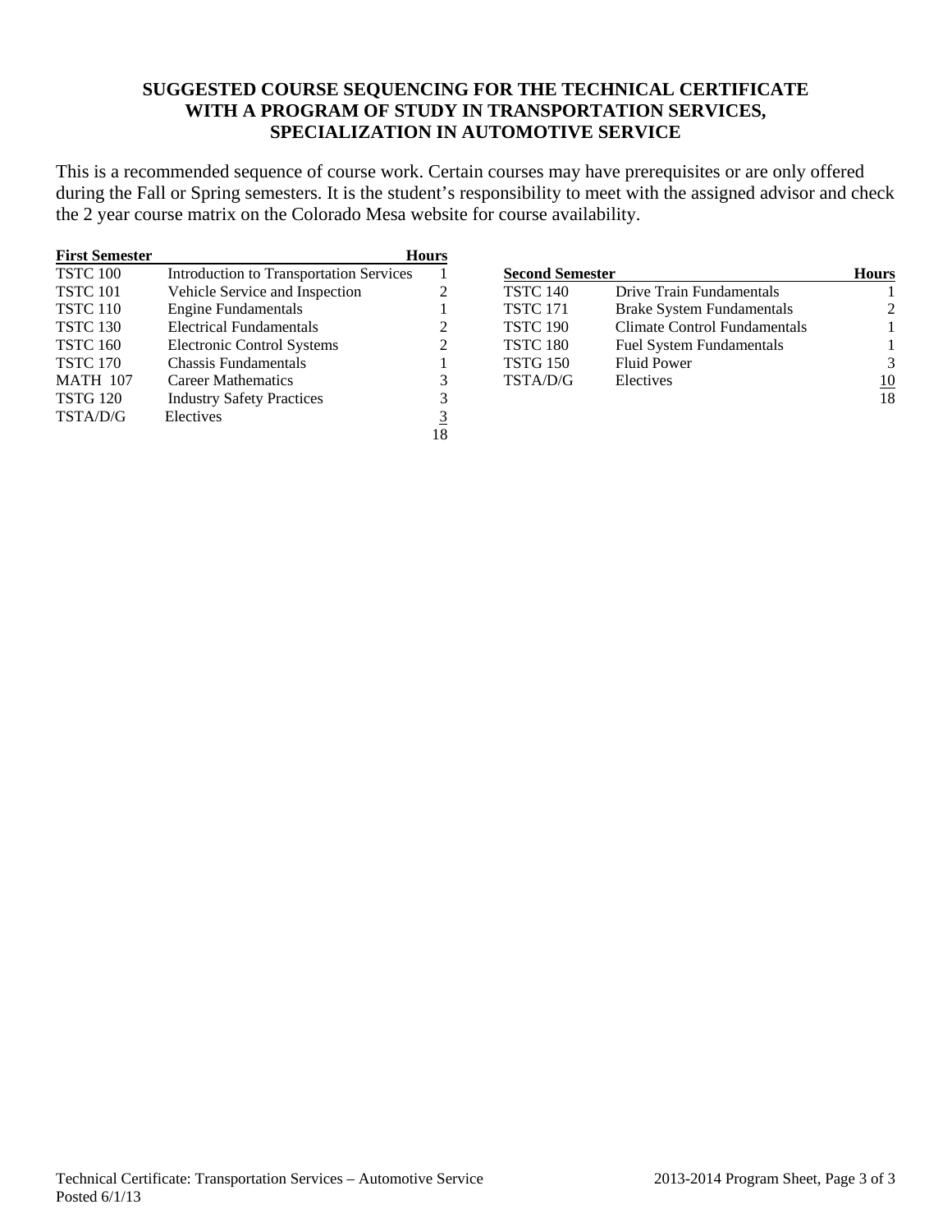# SUGGESTED COURSE SEQUENCING FOR THE TECHNICAL CERTIFICATE WITH A PROGRAM OF STUDY IN TRANSPORTATION SERVICES, SPECIALIZATION IN AUTOMOTIVE SERVICE

This is a recommended sequence of course work. Certain courses may have prerequisites or are only offered during the Fall or Spring semesters. It is the student's responsibility to meet with the assigned advisor and check the 2 year course matrix on the Colorado Mesa website for course availability.

| First Semester | | Hours |
|---|---|---|
| TSTC 100 | Introduction to Transportation Services | 1 |
| TSTC 101 | Vehicle Service and Inspection | 2 |
| TSTC 110 | Engine Fundamentals | 1 |
| TSTC 130 | Electrical Fundamentals | 2 |
| TSTC 160 | Electronic Control Systems | 2 |
| TSTC 170 | Chassis Fundamentals | 1 |
| MATH 107 | Career Mathematics | 3 |
| TSTG 120 | Industry Safety Practices | 3 |
| TSTA/D/G | Electives | 3 |
| | | 18 |

| Second Semester | | Hours |
|---|---|---|
| TSTC 140 | Drive Train Fundamentals | 1 |
| TSTC 171 | Brake System Fundamentals | 2 |
| TSTC 190 | Climate Control Fundamentals | 1 |
| TSTC 180 | Fuel System Fundamentals | 1 |
| TSTG 150 | Fluid Power | 3 |
| TSTA/D/G | Electives | 10 |
| | | 18 |